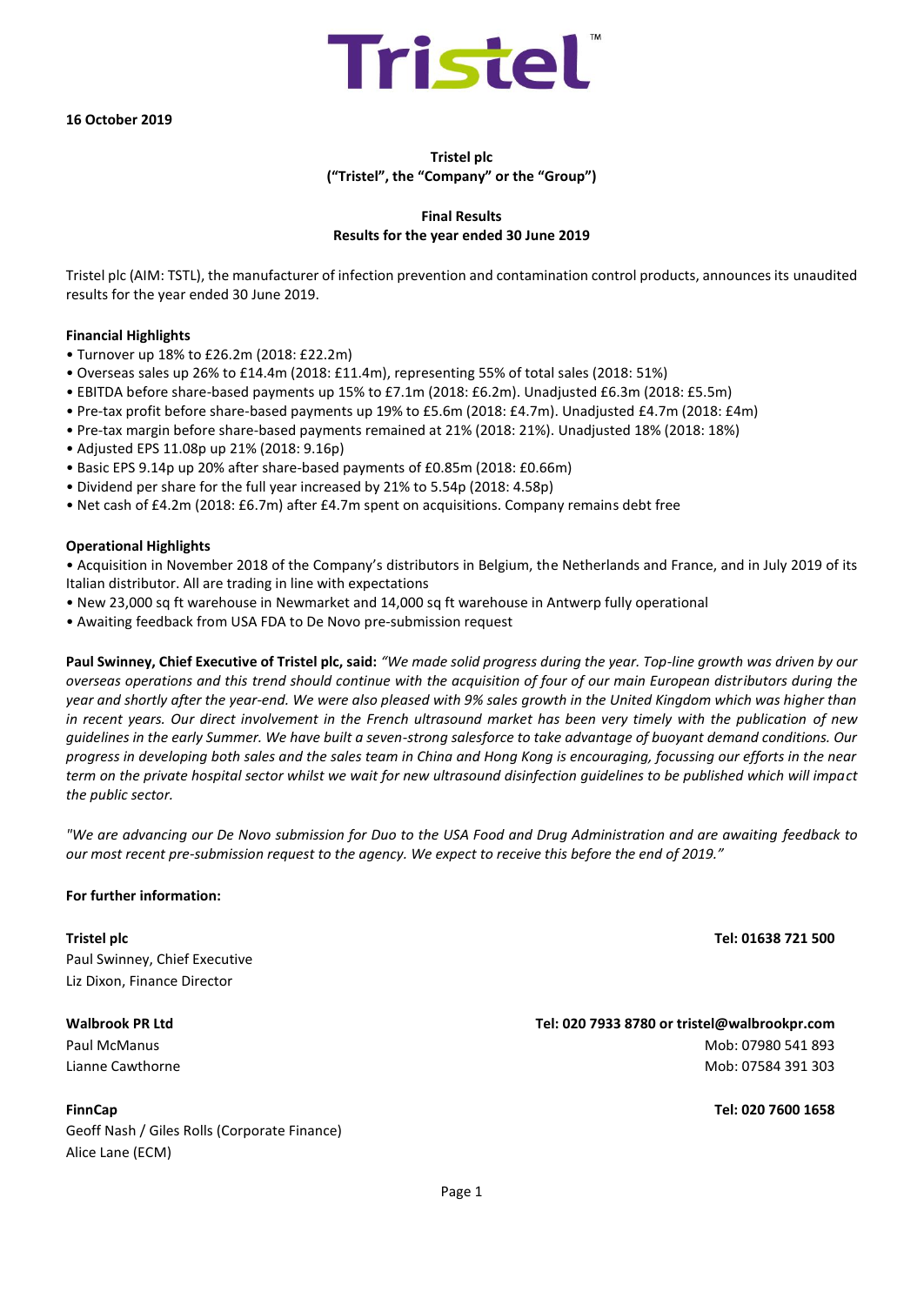Tristel™

**16 October 2019**

**Tristel plc**
**("Tristel", the "Company" or the "Group")**

**Final Results**
**Results for the year ended 30 June 2019**

Tristel plc (AIM: TSTL), the manufacturer of infection prevention and contamination control products, announces its unaudited results for the year ended 30 June 2019.

**Financial Highlights**

- Turnover up 18% to £26.2m (2018: £22.2m)
- Overseas sales up 26% to £14.4m (2018: £11.4m), representing 55% of total sales (2018: 51%)
- EBITDA before share-based payments up 15% to £7.1m (2018: £6.2m). Unadjusted £6.3m (2018: £5.5m)
- Pre-tax profit before share-based payments up 19% to £5.6m (2018: £4.7m). Unadjusted £4.7m (2018: £4m)
- Pre-tax margin before share-based payments remained at 21% (2018: 21%). Unadjusted 18% (2018: 18%)
- Adjusted EPS 11.08p up 21% (2018: 9.16p)
- Basic EPS 9.14p up 20% after share-based payments of £0.85m (2018: £0.66m)
- Dividend per share for the full year increased by 21% to 5.54p (2018: 4.58p)
- Net cash of £4.2m (2018: £6.7m) after £4.7m spent on acquisitions. Company remains debt free

**Operational Highlights**

- Acquisition in November 2018 of the Company's distributors in Belgium, the Netherlands and France, and in July 2019 of its Italian distributor. All are trading in line with expectations
- New 23,000 sq ft warehouse in Newmarket and 14,000 sq ft warehouse in Antwerp fully operational
- Awaiting feedback from USA FDA to De Novo pre-submission request

**Paul Swinney, Chief Executive of Tristel plc, said:** *"We made solid progress during the year. Top-line growth was driven by our overseas operations and this trend should continue with the acquisition of four of our main European distributors during the year and shortly after the year-end. We were also pleased with 9% sales growth in the United Kingdom which was higher than in recent years. Our direct involvement in the French ultrasound market has been very timely with the publication of new guidelines in the early Summer. We have built a seven-strong salesforce to take advantage of buoyant demand conditions. Our progress in developing both sales and the sales team in China and Hong Kong is encouraging, focussing our efforts in the near term on the private hospital sector whilst we wait for new ultrasound disinfection guidelines to be published which will impact the public sector.*

*"We are advancing our De Novo submission for Duo to the USA Food and Drug Administration and are awaiting feedback to our most recent pre-submission request to the agency. We expect to receive this before the end of 2019."*

**For further information:**

**Tristel plc** — **Tel: 01638 721 500**
Paul Swinney, Chief Executive
Liz Dixon, Finance Director

**Walbrook PR Ltd** — **Tel: 020 7933 8780 or tristel@walbrookpr.com**
Paul McManus — Mob: 07980 541 893
Lianne Cawthorne — Mob: 07584 391 303

**FinnCap** — **Tel: 020 7600 1658**
Geoff Nash / Giles Rolls (Corporate Finance)
Alice Lane (ECM)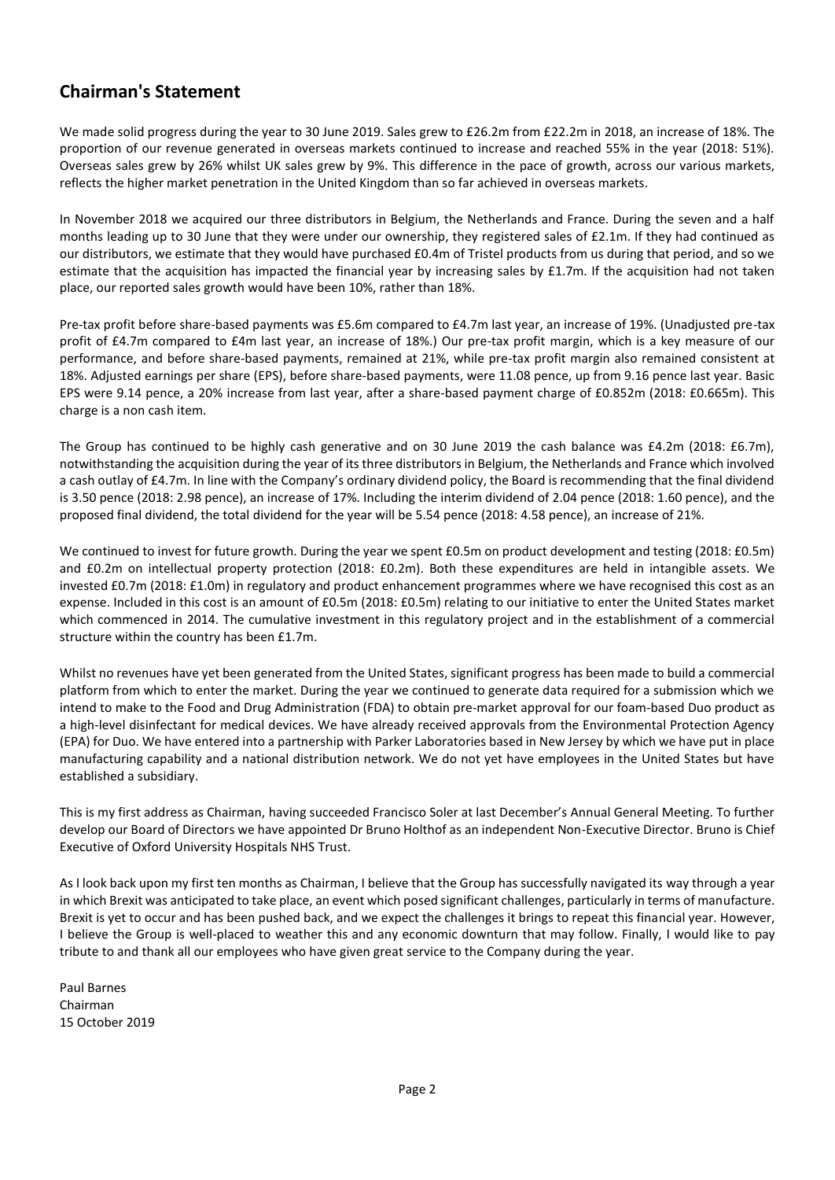## Chairman's Statement

We made solid progress during the year to 30 June 2019. Sales grew to £26.2m from £22.2m in 2018, an increase of 18%. The proportion of our revenue generated in overseas markets continued to increase and reached 55% in the year (2018: 51%). Overseas sales grew by 26% whilst UK sales grew by 9%. This difference in the pace of growth, across our various markets, reflects the higher market penetration in the United Kingdom than so far achieved in overseas markets.

In November 2018 we acquired our three distributors in Belgium, the Netherlands and France. During the seven and a half months leading up to 30 June that they were under our ownership, they registered sales of £2.1m. If they had continued as our distributors, we estimate that they would have purchased £0.4m of Tristel products from us during that period, and so we estimate that the acquisition has impacted the financial year by increasing sales by £1.7m. If the acquisition had not taken place, our reported sales growth would have been 10%, rather than 18%.

Pre-tax profit before share-based payments was £5.6m compared to £4.7m last year, an increase of 19%. (Unadjusted pre-tax profit of £4.7m compared to £4m last year, an increase of 18%.) Our pre-tax profit margin, which is a key measure of our performance, and before share-based payments, remained at 21%, while pre-tax profit margin also remained consistent at 18%. Adjusted earnings per share (EPS), before share-based payments, were 11.08 pence, up from 9.16 pence last year. Basic EPS were 9.14 pence, a 20% increase from last year, after a share-based payment charge of £0.852m (2018: £0.665m). This charge is a non cash item.

The Group has continued to be highly cash generative and on 30 June 2019 the cash balance was £4.2m (2018: £6.7m), notwithstanding the acquisition during the year of its three distributors in Belgium, the Netherlands and France which involved a cash outlay of £4.7m. In line with the Company's ordinary dividend policy, the Board is recommending that the final dividend is 3.50 pence (2018: 2.98 pence), an increase of 17%. Including the interim dividend of 2.04 pence (2018: 1.60 pence), and the proposed final dividend, the total dividend for the year will be 5.54 pence (2018: 4.58 pence), an increase of 21%.

We continued to invest for future growth. During the year we spent £0.5m on product development and testing (2018: £0.5m) and £0.2m on intellectual property protection (2018: £0.2m). Both these expenditures are held in intangible assets. We invested £0.7m (2018: £1.0m) in regulatory and product enhancement programmes where we have recognised this cost as an expense. Included in this cost is an amount of £0.5m (2018: £0.5m) relating to our initiative to enter the United States market which commenced in 2014. The cumulative investment in this regulatory project and in the establishment of a commercial structure within the country has been £1.7m.

Whilst no revenues have yet been generated from the United States, significant progress has been made to build a commercial platform from which to enter the market. During the year we continued to generate data required for a submission which we intend to make to the Food and Drug Administration (FDA) to obtain pre-market approval for our foam-based Duo product as a high-level disinfectant for medical devices. We have already received approvals from the Environmental Protection Agency (EPA) for Duo. We have entered into a partnership with Parker Laboratories based in New Jersey by which we have put in place manufacturing capability and a national distribution network. We do not yet have employees in the United States but have established a subsidiary.

This is my first address as Chairman, having succeeded Francisco Soler at last December's Annual General Meeting. To further develop our Board of Directors we have appointed Dr Bruno Holthof as an independent Non-Executive Director. Bruno is Chief Executive of Oxford University Hospitals NHS Trust.

As I look back upon my first ten months as Chairman, I believe that the Group has successfully navigated its way through a year in which Brexit was anticipated to take place, an event which posed significant challenges, particularly in terms of manufacture. Brexit is yet to occur and has been pushed back, and we expect the challenges it brings to repeat this financial year. However, I believe the Group is well-placed to weather this and any economic downturn that may follow. Finally, I would like to pay tribute to and thank all our employees who have given great service to the Company during the year.

Paul Barnes
Chairman
15 October 2019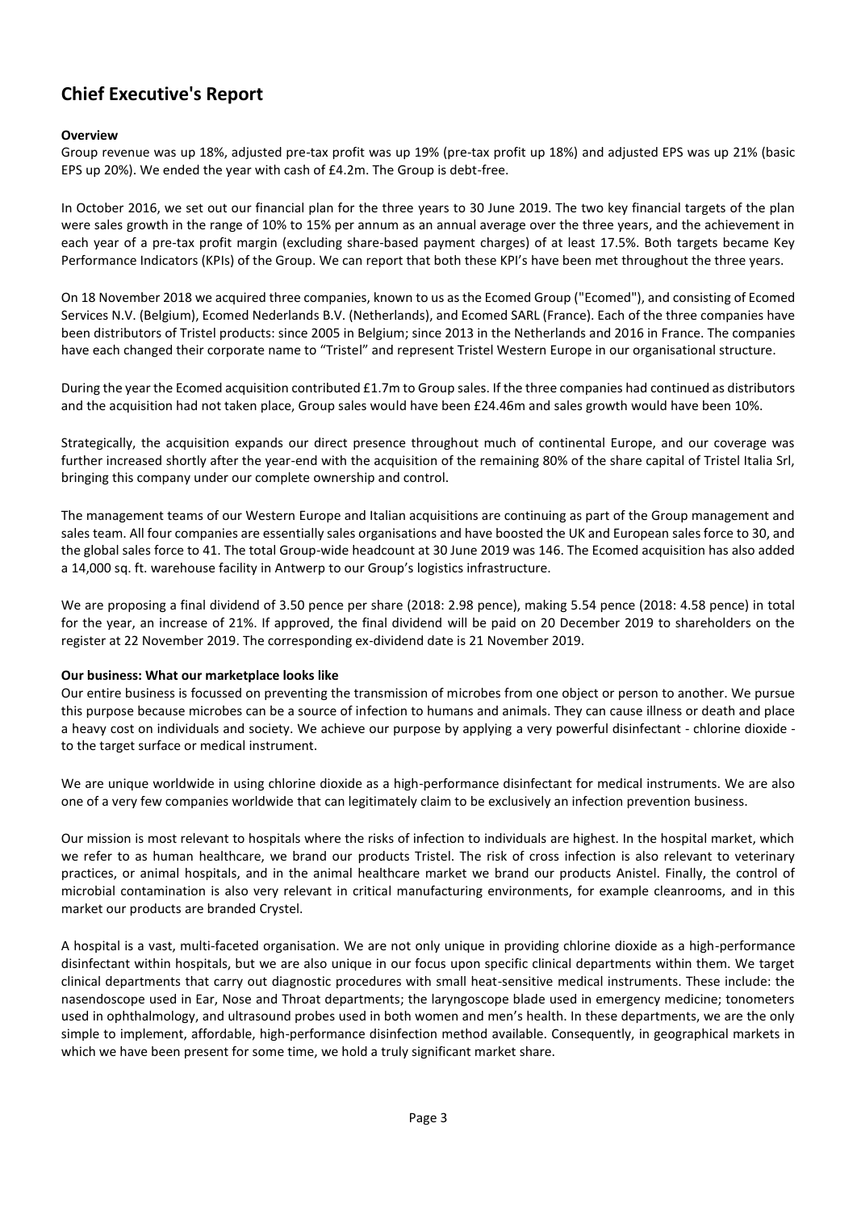# Chief Executive's Report

**Overview**

Group revenue was up 18%, adjusted pre-tax profit was up 19% (pre-tax profit up 18%) and adjusted EPS was up 21% (basic EPS up 20%). We ended the year with cash of £4.2m. The Group is debt-free.

In October 2016, we set out our financial plan for the three years to 30 June 2019. The two key financial targets of the plan were sales growth in the range of 10% to 15% per annum as an annual average over the three years, and the achievement in each year of a pre-tax profit margin (excluding share-based payment charges) of at least 17.5%. Both targets became Key Performance Indicators (KPIs) of the Group. We can report that both these KPI's have been met throughout the three years.

On 18 November 2018 we acquired three companies, known to us as the Ecomed Group ("Ecomed"), and consisting of Ecomed Services N.V. (Belgium), Ecomed Nederlands B.V. (Netherlands), and Ecomed SARL (France). Each of the three companies have been distributors of Tristel products: since 2005 in Belgium; since 2013 in the Netherlands and 2016 in France. The companies have each changed their corporate name to "Tristel" and represent Tristel Western Europe in our organisational structure.

During the year the Ecomed acquisition contributed £1.7m to Group sales. If the three companies had continued as distributors and the acquisition had not taken place, Group sales would have been £24.46m and sales growth would have been 10%.

Strategically, the acquisition expands our direct presence throughout much of continental Europe, and our coverage was further increased shortly after the year-end with the acquisition of the remaining 80% of the share capital of Tristel Italia Srl, bringing this company under our complete ownership and control.

The management teams of our Western Europe and Italian acquisitions are continuing as part of the Group management and sales team. All four companies are essentially sales organisations and have boosted the UK and European sales force to 30, and the global sales force to 41. The total Group-wide headcount at 30 June 2019 was 146. The Ecomed acquisition has also added a 14,000 sq. ft. warehouse facility in Antwerp to our Group's logistics infrastructure.

We are proposing a final dividend of 3.50 pence per share (2018: 2.98 pence), making 5.54 pence (2018: 4.58 pence) in total for the year, an increase of 21%. If approved, the final dividend will be paid on 20 December 2019 to shareholders on the register at 22 November 2019. The corresponding ex-dividend date is 21 November 2019.

**Our business: What our marketplace looks like**

Our entire business is focussed on preventing the transmission of microbes from one object or person to another. We pursue this purpose because microbes can be a source of infection to humans and animals. They can cause illness or death and place a heavy cost on individuals and society. We achieve our purpose by applying a very powerful disinfectant - chlorine dioxide - to the target surface or medical instrument.

We are unique worldwide in using chlorine dioxide as a high-performance disinfectant for medical instruments. We are also one of a very few companies worldwide that can legitimately claim to be exclusively an infection prevention business.

Our mission is most relevant to hospitals where the risks of infection to individuals are highest. In the hospital market, which we refer to as human healthcare, we brand our products Tristel. The risk of cross infection is also relevant to veterinary practices, or animal hospitals, and in the animal healthcare market we brand our products Anistel. Finally, the control of microbial contamination is also very relevant in critical manufacturing environments, for example cleanrooms, and in this market our products are branded Crystel.

A hospital is a vast, multi-faceted organisation. We are not only unique in providing chlorine dioxide as a high-performance disinfectant within hospitals, but we are also unique in our focus upon specific clinical departments within them. We target clinical departments that carry out diagnostic procedures with small heat-sensitive medical instruments. These include: the nasendoscope used in Ear, Nose and Throat departments; the laryngoscope blade used in emergency medicine; tonometers used in ophthalmology, and ultrasound probes used in both women and men's health. In these departments, we are the only simple to implement, affordable, high-performance disinfection method available. Consequently, in geographical markets in which we have been present for some time, we hold a truly significant market share.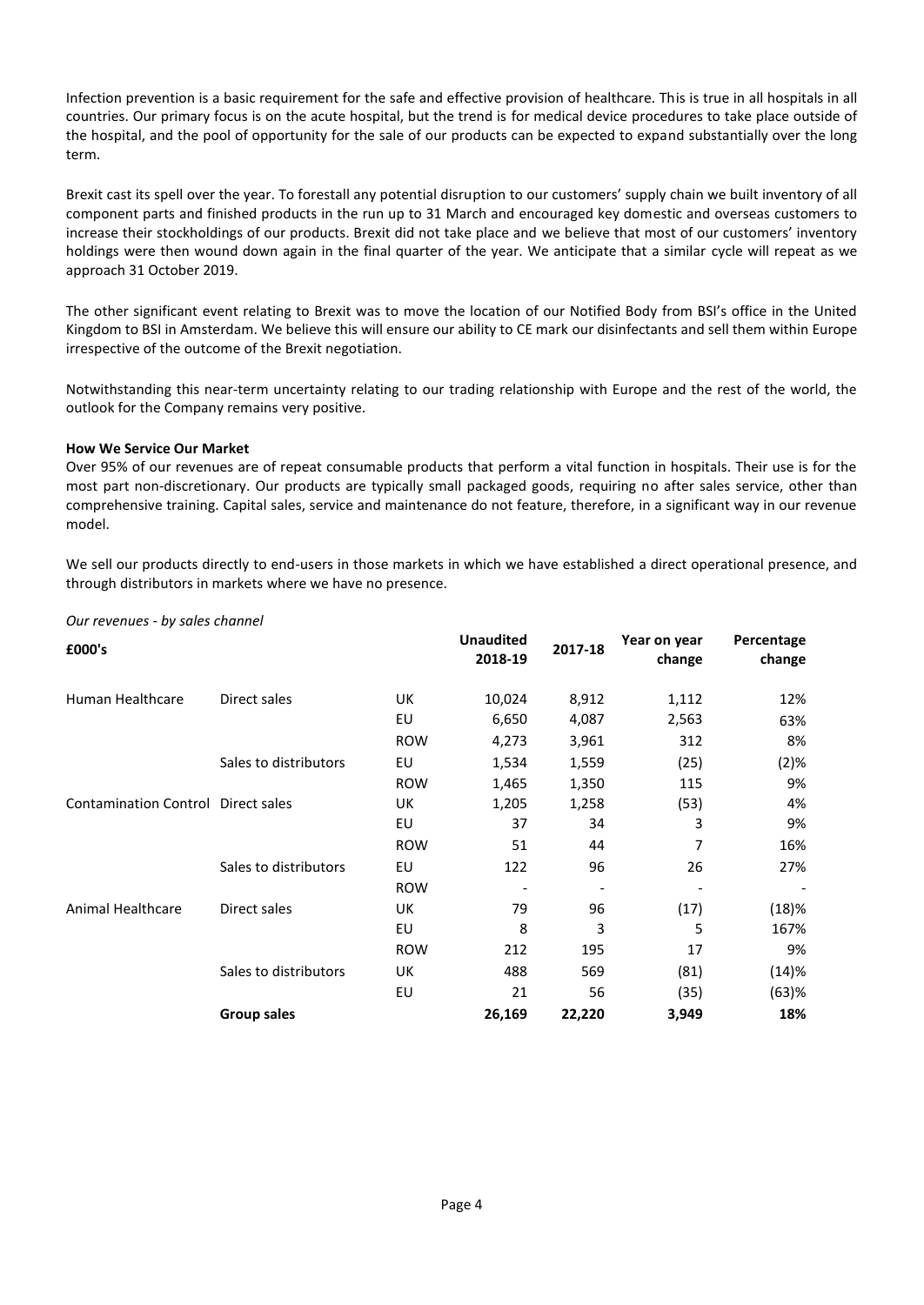Infection prevention is a basic requirement for the safe and effective provision of healthcare. This is true in all hospitals in all countries. Our primary focus is on the acute hospital, but the trend is for medical device procedures to take place outside of the hospital, and the pool of opportunity for the sale of our products can be expected to expand substantially over the long term.

Brexit cast its spell over the year. To forestall any potential disruption to our customers' supply chain we built inventory of all component parts and finished products in the run up to 31 March and encouraged key domestic and overseas customers to increase their stockholdings of our products. Brexit did not take place and we believe that most of our customers' inventory holdings were then wound down again in the final quarter of the year. We anticipate that a similar cycle will repeat as we approach 31 October 2019.

The other significant event relating to Brexit was to move the location of our Notified Body from BSI's office in the United Kingdom to BSI in Amsterdam. We believe this will ensure our ability to CE mark our disinfectants and sell them within Europe irrespective of the outcome of the Brexit negotiation.

Notwithstanding this near-term uncertainty relating to our trading relationship with Europe and the rest of the world, the outlook for the Company remains very positive.

**How We Service Our Market**

Over 95% of our revenues are of repeat consumable products that perform a vital function in hospitals. Their use is for the most part non-discretionary. Our products are typically small packaged goods, requiring no after sales service, other than comprehensive training. Capital sales, service and maintenance do not feature, therefore, in a significant way in our revenue model.

We sell our products directly to end-users in those markets in which we have established a direct operational presence, and through distributors in markets where we have no presence.

*Our revenues - by sales channel*

| £000's | | | Unaudited 2018-19 | 2017-18 | Year on year change | Percentage change |
|---|---|---|---|---|---|---|
| Human Healthcare | Direct sales | UK | 10,024 | 8,912 | 1,112 | 12% |
| | | EU | 6,650 | 4,087 | 2,563 | 63% |
| | | ROW | 4,273 | 3,961 | 312 | 8% |
| | Sales to distributors | EU | 1,534 | 1,559 | (25) | (2)% |
| | | ROW | 1,465 | 1,350 | 115 | 9% |
| Contamination Control | Direct sales | UK | 1,205 | 1,258 | (53) | 4% |
| | | EU | 37 | 34 | 3 | 9% |
| | | ROW | 51 | 44 | 7 | 16% |
| | Sales to distributors | EU | 122 | 96 | 26 | 27% |
| | | ROW | - | - | - | - |
| Animal Healthcare | Direct sales | UK | 79 | 96 | (17) | (18)% |
| | | EU | 8 | 3 | 5 | 167% |
| | | ROW | 212 | 195 | 17 | 9% |
| | Sales to distributors | UK | 488 | 569 | (81) | (14)% |
| | | EU | 21 | 56 | (35) | (63)% |
| | **Group sales** | | **26,169** | **22,220** | **3,949** | **18%** |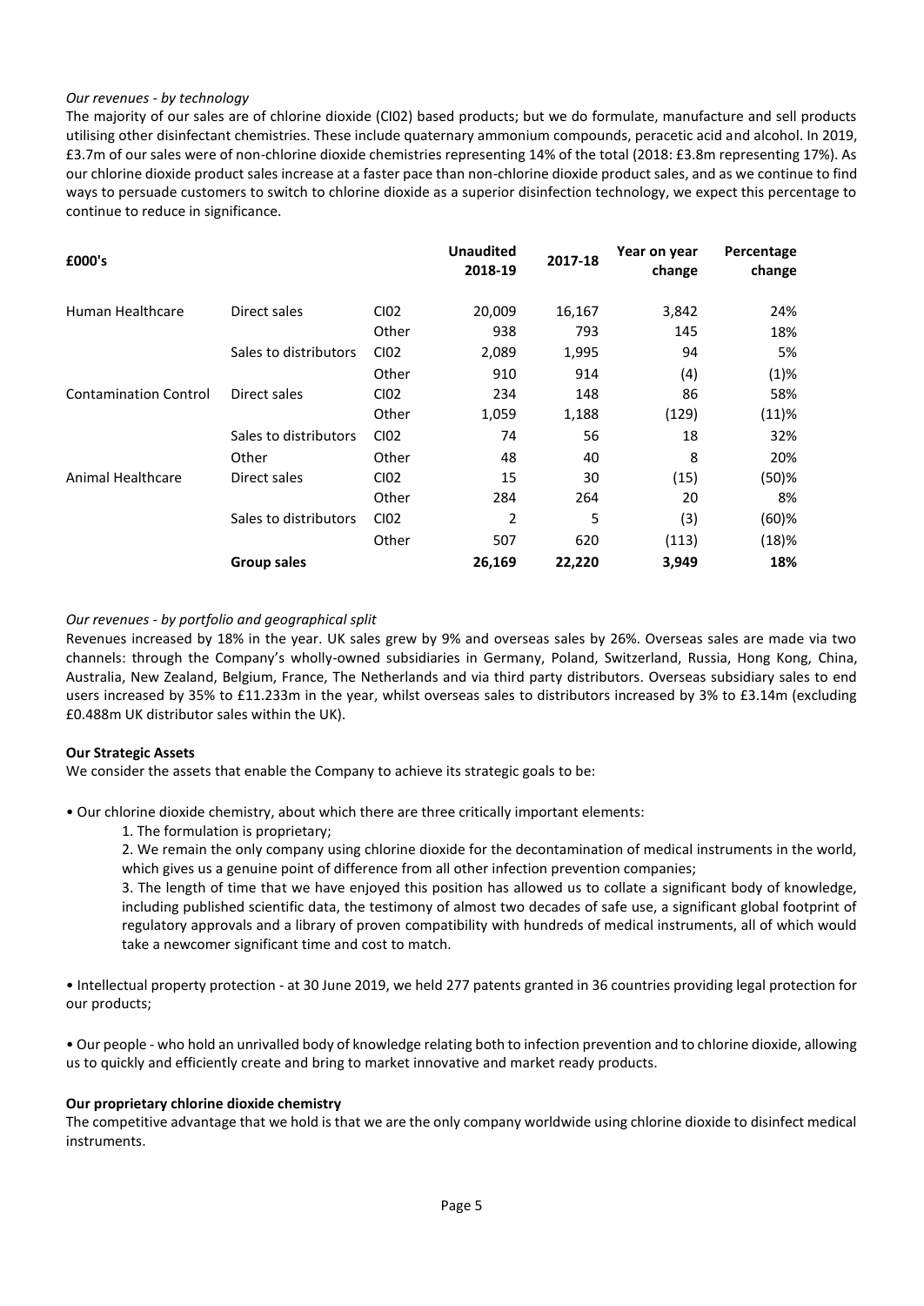*Our revenues - by technology*

The majority of our sales are of chlorine dioxide (Cl02) based products; but we do formulate, manufacture and sell products utilising other disinfectant chemistries. These include quaternary ammonium compounds, peracetic acid and alcohol. In 2019, £3.7m of our sales were of non-chlorine dioxide chemistries representing 14% of the total (2018: £3.8m representing 17%). As our chlorine dioxide product sales increase at a faster pace than non-chlorine dioxide product sales, and as we continue to find ways to persuade customers to switch to chlorine dioxide as a superior disinfection technology, we expect this percentage to continue to reduce in significance.

| £000's | | | Unaudited 2018-19 | 2017-18 | Year on year change | Percentage change |
|---|---|---|---|---|---|---|
| Human Healthcare | Direct sales | Cl02 | 20,009 | 16,167 | 3,842 | 24% |
| | | Other | 938 | 793 | 145 | 18% |
| | Sales to distributors | Cl02 | 2,089 | 1,995 | 94 | 5% |
| | | Other | 910 | 914 | (4) | (1)% |
| Contamination Control | Direct sales | Cl02 | 234 | 148 | 86 | 58% |
| | | Other | 1,059 | 1,188 | (129) | (11)% |
| | Sales to distributors | Cl02 | 74 | 56 | 18 | 32% |
| | Other | Other | 48 | 40 | 8 | 20% |
| Animal Healthcare | Direct sales | Cl02 | 15 | 30 | (15) | (50)% |
| | | Other | 284 | 264 | 20 | 8% |
| | Sales to distributors | Cl02 | 2 | 5 | (3) | (60)% |
| | | Other | 507 | 620 | (113) | (18)% |
| | **Group sales** | | **26,169** | **22,220** | **3,949** | **18%** |

*Our revenues - by portfolio and geographical split*

Revenues increased by 18% in the year. UK sales grew by 9% and overseas sales by 26%. Overseas sales are made via two channels: through the Company's wholly-owned subsidiaries in Germany, Poland, Switzerland, Russia, Hong Kong, China, Australia, New Zealand, Belgium, France, The Netherlands and via third party distributors. Overseas subsidiary sales to end users increased by 35% to £11.233m in the year, whilst overseas sales to distributors increased by 3% to £3.14m (excluding £0.488m UK distributor sales within the UK).

**Our Strategic Assets**

We consider the assets that enable the Company to achieve its strategic goals to be:

- Our chlorine dioxide chemistry, about which there are three critically important elements:
  1. The formulation is proprietary;
  2. We remain the only company using chlorine dioxide for the decontamination of medical instruments in the world, which gives us a genuine point of difference from all other infection prevention companies;
  3. The length of time that we have enjoyed this position has allowed us to collate a significant body of knowledge, including published scientific data, the testimony of almost two decades of safe use, a significant global footprint of regulatory approvals and a library of proven compatibility with hundreds of medical instruments, all of which would take a newcomer significant time and cost to match.

- Intellectual property protection - at 30 June 2019, we held 277 patents granted in 36 countries providing legal protection for our products;

- Our people - who hold an unrivalled body of knowledge relating both to infection prevention and to chlorine dioxide, allowing us to quickly and efficiently create and bring to market innovative and market ready products.

**Our proprietary chlorine dioxide chemistry**

The competitive advantage that we hold is that we are the only company worldwide using chlorine dioxide to disinfect medical instruments.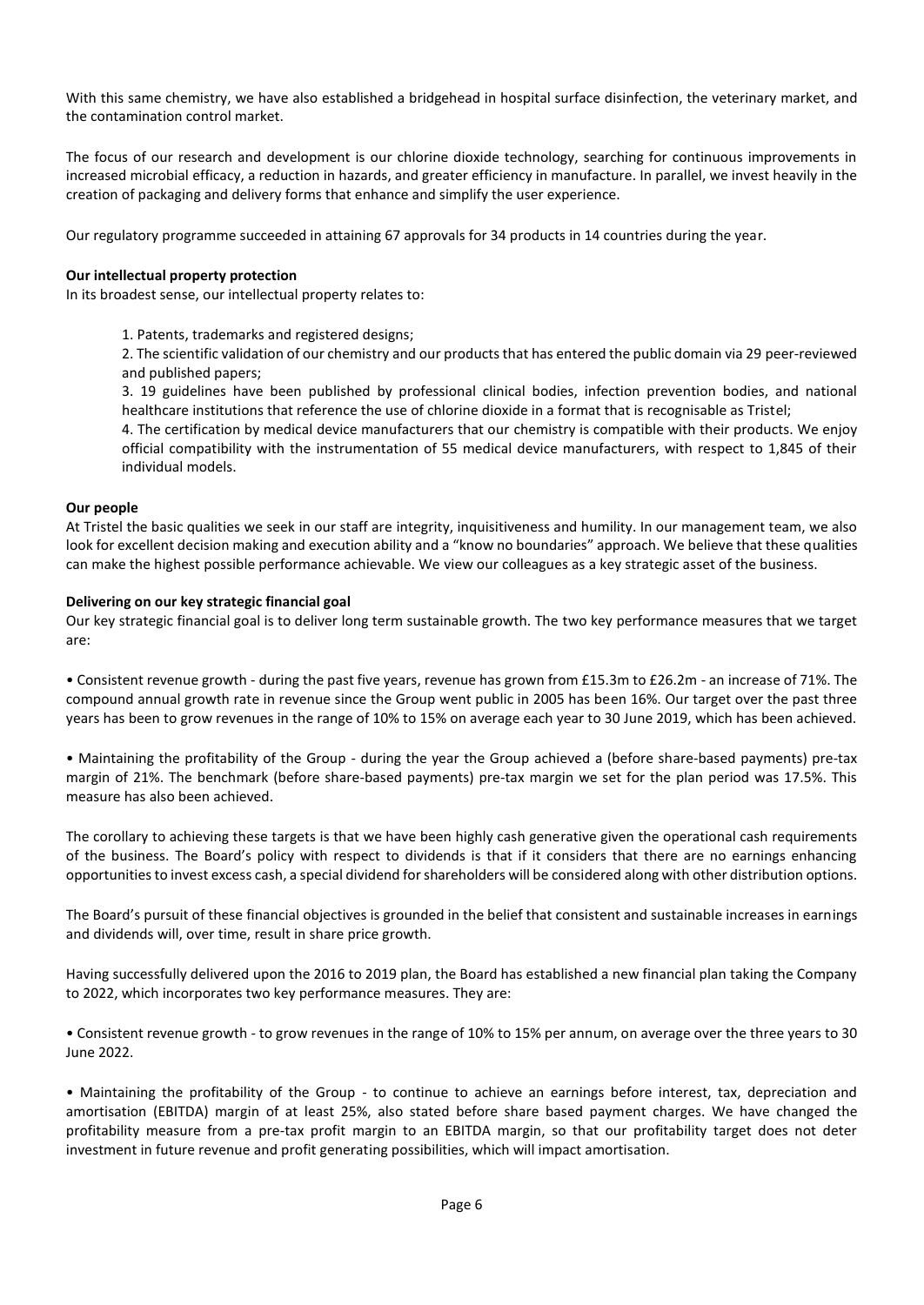With this same chemistry, we have also established a bridgehead in hospital surface disinfection, the veterinary market, and the contamination control market.

The focus of our research and development is our chlorine dioxide technology, searching for continuous improvements in increased microbial efficacy, a reduction in hazards, and greater efficiency in manufacture. In parallel, we invest heavily in the creation of packaging and delivery forms that enhance and simplify the user experience.

Our regulatory programme succeeded in attaining 67 approvals for 34 products in 14 countries during the year.

**Our intellectual property protection**

In its broadest sense, our intellectual property relates to:

1. Patents, trademarks and registered designs;
2. The scientific validation of our chemistry and our products that has entered the public domain via 29 peer-reviewed and published papers;
3. 19 guidelines have been published by professional clinical bodies, infection prevention bodies, and national healthcare institutions that reference the use of chlorine dioxide in a format that is recognisable as Tristel;
4. The certification by medical device manufacturers that our chemistry is compatible with their products. We enjoy official compatibility with the instrumentation of 55 medical device manufacturers, with respect to 1,845 of their individual models.

**Our people**

At Tristel the basic qualities we seek in our staff are integrity, inquisitiveness and humility. In our management team, we also look for excellent decision making and execution ability and a "know no boundaries" approach. We believe that these qualities can make the highest possible performance achievable. We view our colleagues as a key strategic asset of the business.

**Delivering on our key strategic financial goal**

Our key strategic financial goal is to deliver long term sustainable growth. The two key performance measures that we target are:

- Consistent revenue growth - during the past five years, revenue has grown from £15.3m to £26.2m - an increase of 71%. The compound annual growth rate in revenue since the Group went public in 2005 has been 16%. Our target over the past three years has been to grow revenues in the range of 10% to 15% on average each year to 30 June 2019, which has been achieved.

- Maintaining the profitability of the Group - during the year the Group achieved a (before share-based payments) pre-tax margin of 21%. The benchmark (before share-based payments) pre-tax margin we set for the plan period was 17.5%. This measure has also been achieved.

The corollary to achieving these targets is that we have been highly cash generative given the operational cash requirements of the business. The Board's policy with respect to dividends is that if it considers that there are no earnings enhancing opportunities to invest excess cash, a special dividend for shareholders will be considered along with other distribution options.

The Board's pursuit of these financial objectives is grounded in the belief that consistent and sustainable increases in earnings and dividends will, over time, result in share price growth.

Having successfully delivered upon the 2016 to 2019 plan, the Board has established a new financial plan taking the Company to 2022, which incorporates two key performance measures. They are:

- Consistent revenue growth - to grow revenues in the range of 10% to 15% per annum, on average over the three years to 30 June 2022.

- Maintaining the profitability of the Group - to continue to achieve an earnings before interest, tax, depreciation and amortisation (EBITDA) margin of at least 25%, also stated before share based payment charges. We have changed the profitability measure from a pre-tax profit margin to an EBITDA margin, so that our profitability target does not deter investment in future revenue and profit generating possibilities, which will impact amortisation.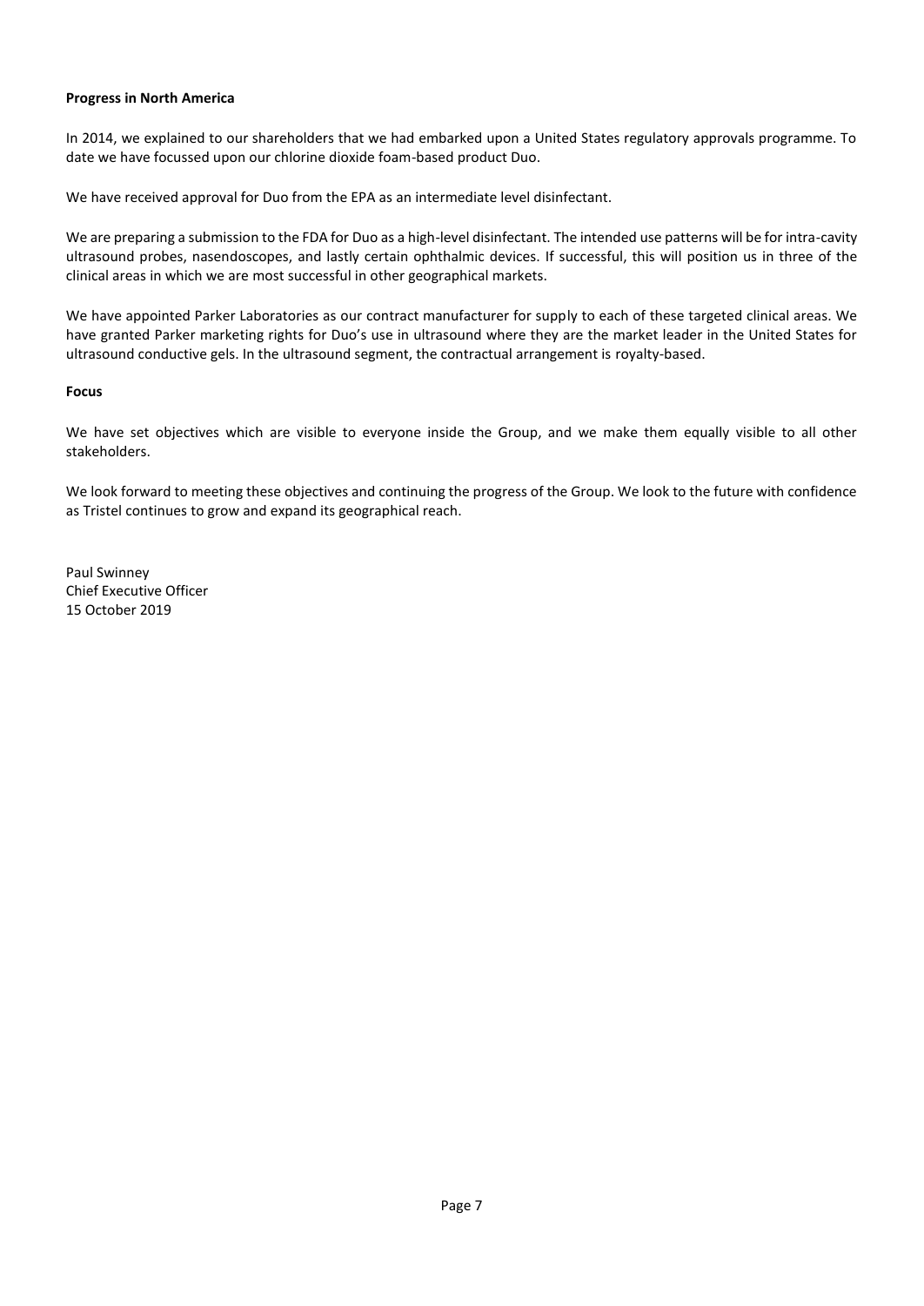**Progress in North America**

In 2014, we explained to our shareholders that we had embarked upon a United States regulatory approvals programme. To date we have focussed upon our chlorine dioxide foam-based product Duo.

We have received approval for Duo from the EPA as an intermediate level disinfectant.

We are preparing a submission to the FDA for Duo as a high-level disinfectant. The intended use patterns will be for intra-cavity ultrasound probes, nasendoscopes, and lastly certain ophthalmic devices. If successful, this will position us in three of the clinical areas in which we are most successful in other geographical markets.

We have appointed Parker Laboratories as our contract manufacturer for supply to each of these targeted clinical areas. We have granted Parker marketing rights for Duo's use in ultrasound where they are the market leader in the United States for ultrasound conductive gels. In the ultrasound segment, the contractual arrangement is royalty-based.

**Focus**

We have set objectives which are visible to everyone inside the Group, and we make them equally visible to all other stakeholders.

We look forward to meeting these objectives and continuing the progress of the Group. We look to the future with confidence as Tristel continues to grow and expand its geographical reach.

Paul Swinney
Chief Executive Officer
15 October 2019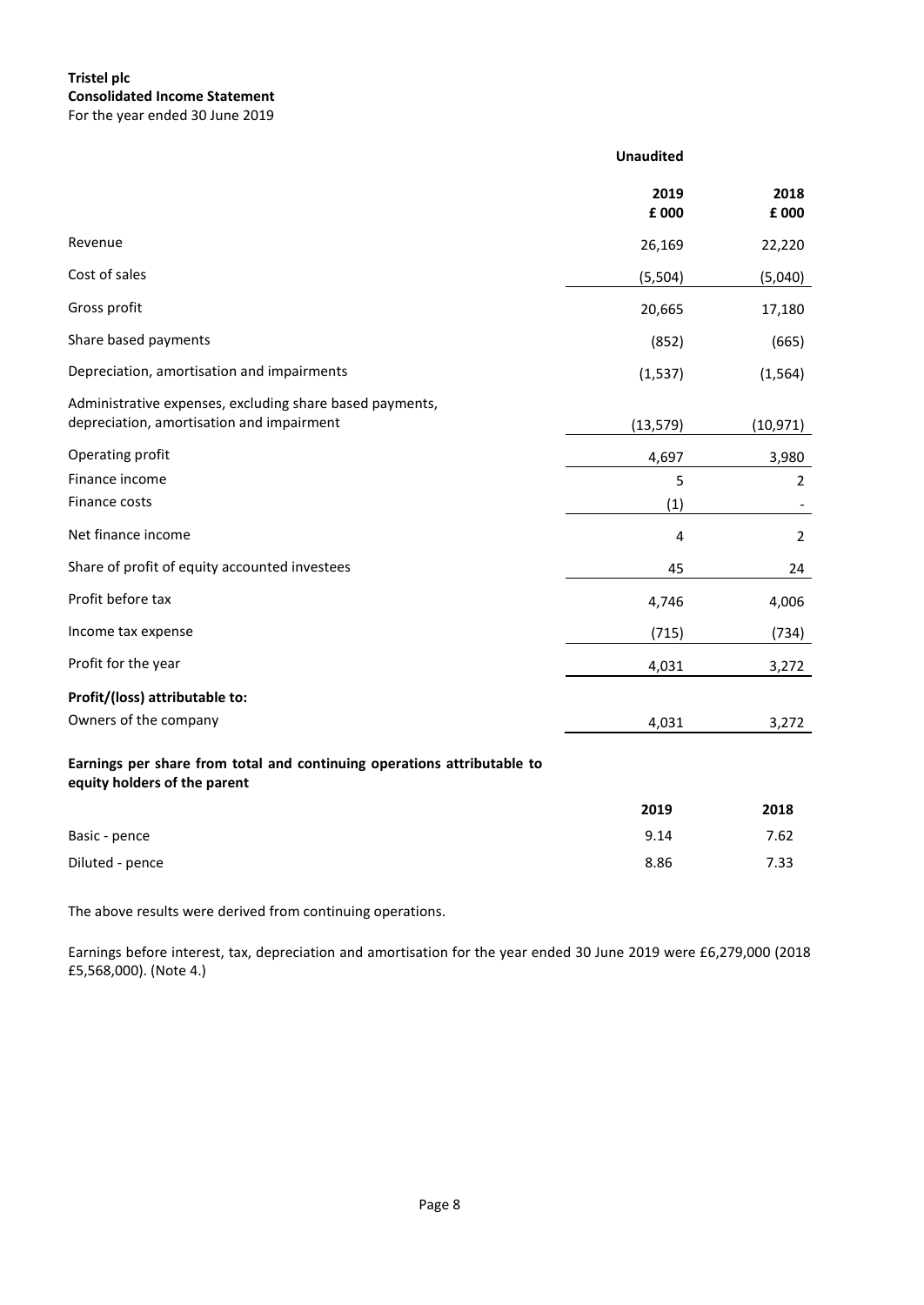**Tristel plc**
**Consolidated Income Statement**
For the year ended 30 June 2019

| | Unaudited | |
|---|---|---|
| | **2019** **£ 000** | **2018** **£ 000** |
| Revenue | 26,169 | 22,220 |
| Cost of sales | (5,504) | (5,040) |
| Gross profit | 20,665 | 17,180 |
| Share based payments | (852) | (665) |
| Depreciation, amortisation and impairments | (1,537) | (1,564) |
| Administrative expenses, excluding share based payments, depreciation, amortisation and impairment | (13,579) | (10,971) |
| Operating profit | 4,697 | 3,980 |
| Finance income | 5 | 2 |
| Finance costs | (1) | - |
| Net finance income | 4 | 2 |
| Share of profit of equity accounted investees | 45 | 24 |
| Profit before tax | 4,746 | 4,006 |
| Income tax expense | (715) | (734) |
| Profit for the year | 4,031 | 3,272 |
| **Profit/(loss) attributable to:** | | |
| Owners of the company | 4,031 | 3,272 |

**Earnings per share from total and continuing operations attributable to equity holders of the parent**

| | **2019** | **2018** |
|---|---|---|
| Basic - pence | 9.14 | 7.62 |
| Diluted - pence | 8.86 | 7.33 |

The above results were derived from continuing operations.

Earnings before interest, tax, depreciation and amortisation for the year ended 30 June 2019 were £6,279,000 (2018 £5,568,000). (Note 4.)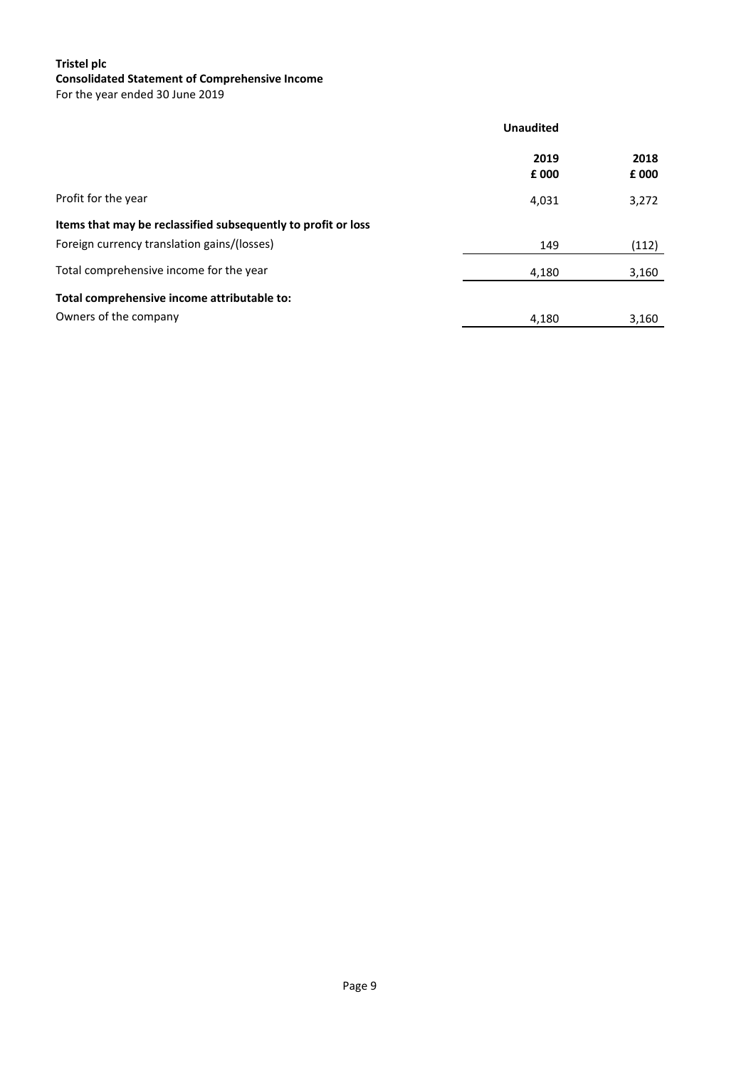**Tristel plc**
**Consolidated Statement of Comprehensive Income**
For the year ended 30 June 2019

| | **Unaudited** | |
|---|---|---|
| | **2019** | **2018** |
| | **£ 000** | **£ 000** |
| Profit for the year | 4,031 | 3,272 |
| **Items that may be reclassified subsequently to profit or loss** | | |
| Foreign currency translation gains/(losses) | 149 | (112) |
| Total comprehensive income for the year | 4,180 | 3,160 |
| **Total comprehensive income attributable to:** | | |
| Owners of the company | 4,180 | 3,160 |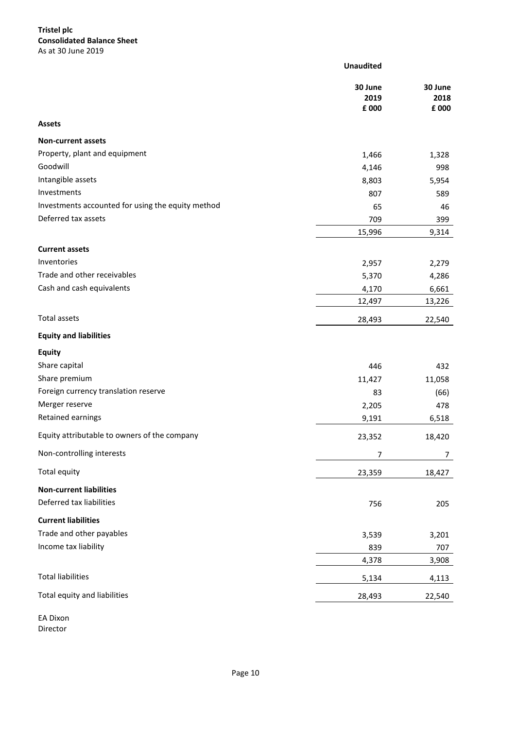**Tristel plc**
**Consolidated Balance Sheet**
As at 30 June 2019

| | Unaudited | |
|---|---|---|
| | **30 June 2019** | **30 June 2018** |
| | **£ 000** | **£ 000** |
| **Assets** | | |
| **Non-current assets** | | |
| Property, plant and equipment | 1,466 | 1,328 |
| Goodwill | 4,146 | 998 |
| Intangible assets | 8,803 | 5,954 |
| Investments | 807 | 589 |
| Investments accounted for using the equity method | 65 | 46 |
| Deferred tax assets | 709 | 399 |
| | 15,996 | 9,314 |
| **Current assets** | | |
| Inventories | 2,957 | 2,279 |
| Trade and other receivables | 5,370 | 4,286 |
| Cash and cash equivalents | 4,170 | 6,661 |
| | 12,497 | 13,226 |
| Total assets | 28,493 | 22,540 |
| **Equity and liabilities** | | |
| **Equity** | | |
| Share capital | 446 | 432 |
| Share premium | 11,427 | 11,058 |
| Foreign currency translation reserve | 83 | (66) |
| Merger reserve | 2,205 | 478 |
| Retained earnings | 9,191 | 6,518 |
| Equity attributable to owners of the company | 23,352 | 18,420 |
| Non-controlling interests | 7 | 7 |
| Total equity | 23,359 | 18,427 |
| **Non-current liabilities** | | |
| Deferred tax liabilities | 756 | 205 |
| **Current liabilities** | | |
| Trade and other payables | 3,539 | 3,201 |
| Income tax liability | 839 | 707 |
| | 4,378 | 3,908 |
| Total liabilities | 5,134 | 4,113 |
| Total equity and liabilities | 28,493 | 22,540 |

EA Dixon
Director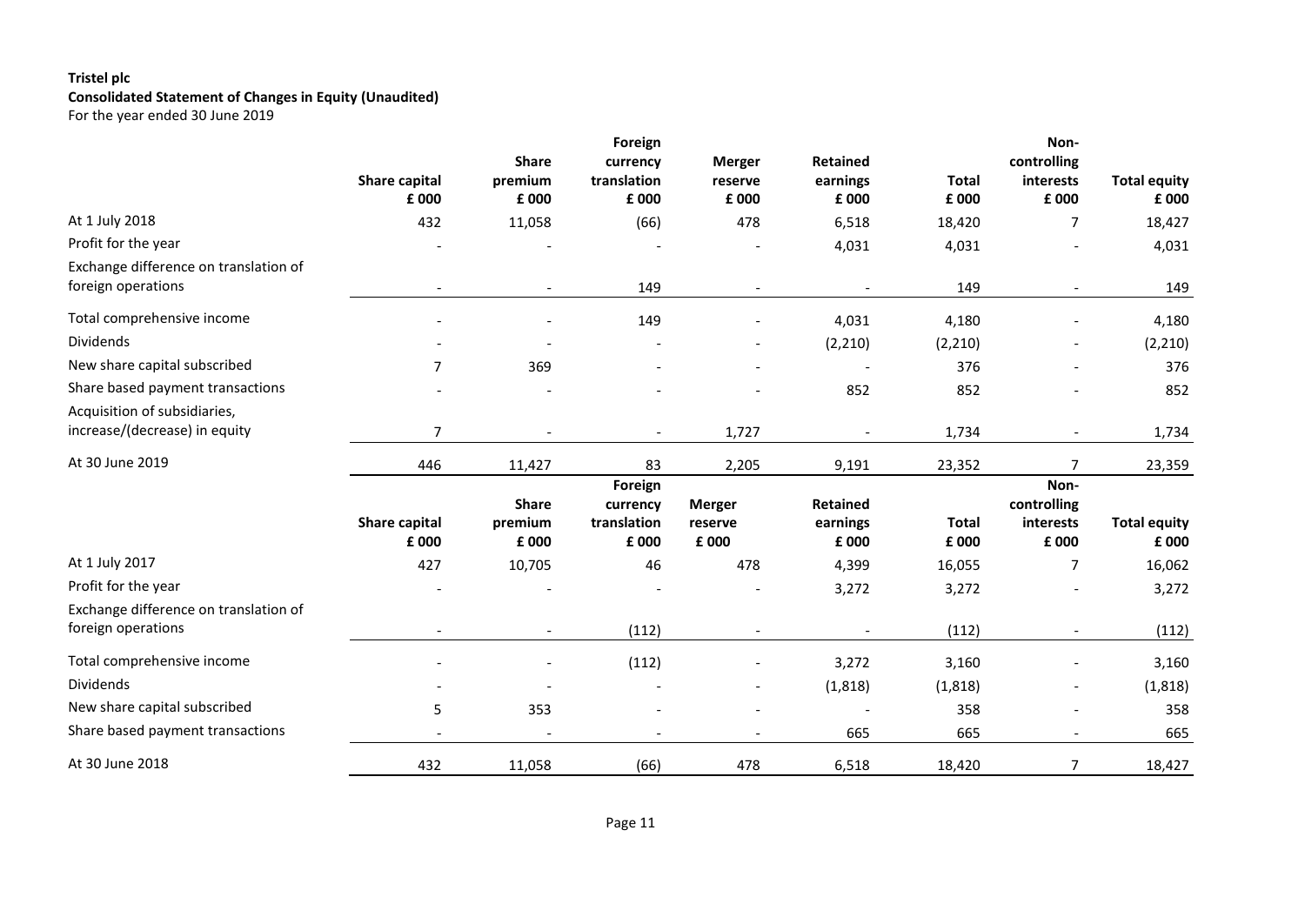**Tristel plc**
**Consolidated Statement of Changes in Equity (Unaudited)**
For the year ended 30 June 2019

| | Share capital £ 000 | Share premium £ 000 | Foreign currency translation £ 000 | Merger reserve £ 000 | Retained earnings £ 000 | Total £ 000 | Non-controlling interests £ 000 | Total equity £ 000 |
|---|---|---|---|---|---|---|---|---|
| At 1 July 2018 | 432 | 11,058 | (66) | 478 | 6,518 | 18,420 | 7 | 18,427 |
| Profit for the year | - | - | - | - | 4,031 | 4,031 | - | 4,031 |
| Exchange difference on translation of foreign operations | - | - | 149 | - | - | 149 | - | 149 |
| Total comprehensive income | - | - | 149 | - | 4,031 | 4,180 | - | 4,180 |
| Dividends | - | - | - | - | (2,210) | (2,210) | - | (2,210) |
| New share capital subscribed | 7 | 369 | - | - | - | 376 | - | 376 |
| Share based payment transactions | - | - | - | - | 852 | 852 | - | 852 |
| Acquisition of subsidiaries, increase/(decrease) in equity | 7 | - | - | 1,727 | - | 1,734 | - | 1,734 |
| At 30 June 2019 | 446 | 11,427 | 83 | 2,205 | 9,191 | 23,352 | 7 | 23,359 |

| | Share capital £ 000 | Share premium £ 000 | Foreign currency translation £ 000 | Merger reserve £ 000 | Retained earnings £ 000 | Total £ 000 | Non-controlling interests £ 000 | Total equity £ 000 |
|---|---|---|---|---|---|---|---|---|
| At 1 July 2017 | 427 | 10,705 | 46 | 478 | 4,399 | 16,055 | 7 | 16,062 |
| Profit for the year | - | - | - | - | 3,272 | 3,272 | - | 3,272 |
| Exchange difference on translation of foreign operations | - | - | (112) | - | - | (112) | - | (112) |
| Total comprehensive income | - | - | (112) | - | 3,272 | 3,160 | - | 3,160 |
| Dividends | - | - | - | - | (1,818) | (1,818) | - | (1,818) |
| New share capital subscribed | 5 | 353 | - | - | - | 358 | - | 358 |
| Share based payment transactions | - | - | - | - | 665 | 665 | - | 665 |
| At 30 June 2018 | 432 | 11,058 | (66) | 478 | 6,518 | 18,420 | 7 | 18,427 |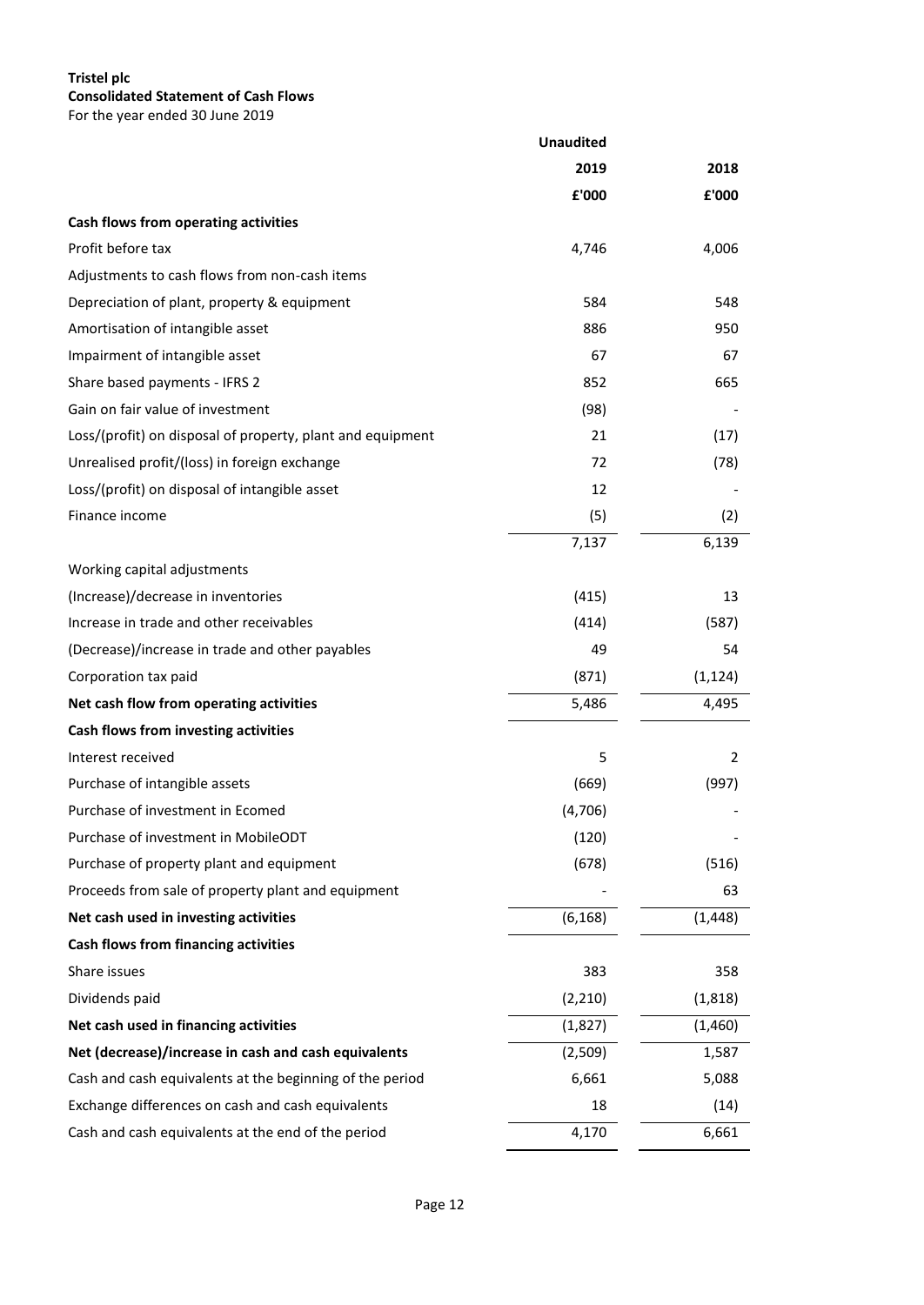**Tristel plc**
**Consolidated Statement of Cash Flows**
For the year ended 30 June 2019

| | Unaudited | |
|---|---|---|
| | 2019 | 2018 |
| | £'000 | £'000 |
| **Cash flows from operating activities** | | |
| Profit before tax | 4,746 | 4,006 |
| Adjustments to cash flows from non-cash items | | |
| Depreciation of plant, property & equipment | 584 | 548 |
| Amortisation of intangible asset | 886 | 950 |
| Impairment of intangible asset | 67 | 67 |
| Share based payments - IFRS 2 | 852 | 665 |
| Gain on fair value of investment | (98) | - |
| Loss/(profit) on disposal of property, plant and equipment | 21 | (17) |
| Unrealised profit/(loss) in foreign exchange | 72 | (78) |
| Loss/(profit) on disposal of intangible asset | 12 | - |
| Finance income | (5) | (2) |
| | 7,137 | 6,139 |
| Working capital adjustments | | |
| (Increase)/decrease in inventories | (415) | 13 |
| Increase in trade and other receivables | (414) | (587) |
| (Decrease)/increase in trade and other payables | 49 | 54 |
| Corporation tax paid | (871) | (1,124) |
| **Net cash flow from operating activities** | 5,486 | 4,495 |
| **Cash flows from investing activities** | | |
| Interest received | 5 | 2 |
| Purchase of intangible assets | (669) | (997) |
| Purchase of investment in Ecomed | (4,706) | - |
| Purchase of investment in MobileODT | (120) | - |
| Purchase of property plant and equipment | (678) | (516) |
| Proceeds from sale of property plant and equipment | - | 63 |
| **Net cash used in investing activities** | (6,168) | (1,448) |
| **Cash flows from financing activities** | | |
| Share issues | 383 | 358 |
| Dividends paid | (2,210) | (1,818) |
| **Net cash used in financing activities** | (1,827) | (1,460) |
| **Net (decrease)/increase in cash and cash equivalents** | (2,509) | 1,587 |
| Cash and cash equivalents at the beginning of the period | 6,661 | 5,088 |
| Exchange differences on cash and cash equivalents | 18 | (14) |
| Cash and cash equivalents at the end of the period | 4,170 | 6,661 |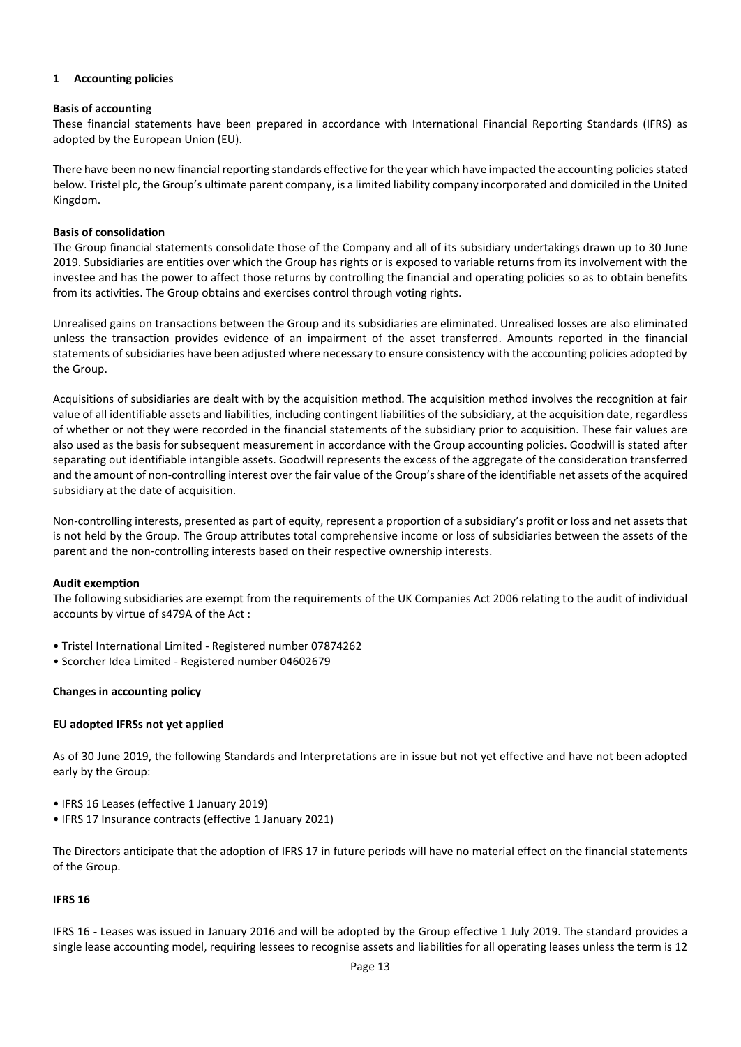## 1 Accounting policies

**Basis of accounting**

These financial statements have been prepared in accordance with International Financial Reporting Standards (IFRS) as adopted by the European Union (EU).

There have been no new financial reporting standards effective for the year which have impacted the accounting policies stated below. Tristel plc, the Group's ultimate parent company, is a limited liability company incorporated and domiciled in the United Kingdom.

**Basis of consolidation**

The Group financial statements consolidate those of the Company and all of its subsidiary undertakings drawn up to 30 June 2019. Subsidiaries are entities over which the Group has rights or is exposed to variable returns from its involvement with the investee and has the power to affect those returns by controlling the financial and operating policies so as to obtain benefits from its activities. The Group obtains and exercises control through voting rights.

Unrealised gains on transactions between the Group and its subsidiaries are eliminated. Unrealised losses are also eliminated unless the transaction provides evidence of an impairment of the asset transferred. Amounts reported in the financial statements of subsidiaries have been adjusted where necessary to ensure consistency with the accounting policies adopted by the Group.

Acquisitions of subsidiaries are dealt with by the acquisition method. The acquisition method involves the recognition at fair value of all identifiable assets and liabilities, including contingent liabilities of the subsidiary, at the acquisition date, regardless of whether or not they were recorded in the financial statements of the subsidiary prior to acquisition. These fair values are also used as the basis for subsequent measurement in accordance with the Group accounting policies. Goodwill is stated after separating out identifiable intangible assets. Goodwill represents the excess of the aggregate of the consideration transferred and the amount of non-controlling interest over the fair value of the Group's share of the identifiable net assets of the acquired subsidiary at the date of acquisition.

Non-controlling interests, presented as part of equity, represent a proportion of a subsidiary's profit or loss and net assets that is not held by the Group. The Group attributes total comprehensive income or loss of subsidiaries between the assets of the parent and the non-controlling interests based on their respective ownership interests.

**Audit exemption**

The following subsidiaries are exempt from the requirements of the UK Companies Act 2006 relating to the audit of individual accounts by virtue of s479A of the Act :

- Tristel International Limited - Registered number 07874262
- Scorcher Idea Limited - Registered number 04602679

**Changes in accounting policy**

**EU adopted IFRSs not yet applied**

As of 30 June 2019, the following Standards and Interpretations are in issue but not yet effective and have not been adopted early by the Group:

- IFRS 16 Leases (effective 1 January 2019)
- IFRS 17 Insurance contracts (effective 1 January 2021)

The Directors anticipate that the adoption of IFRS 17 in future periods will have no material effect on the financial statements of the Group.

**IFRS 16**

IFRS 16 - Leases was issued in January 2016 and will be adopted by the Group effective 1 July 2019. The standard provides a single lease accounting model, requiring lessees to recognise assets and liabilities for all operating leases unless the term is 12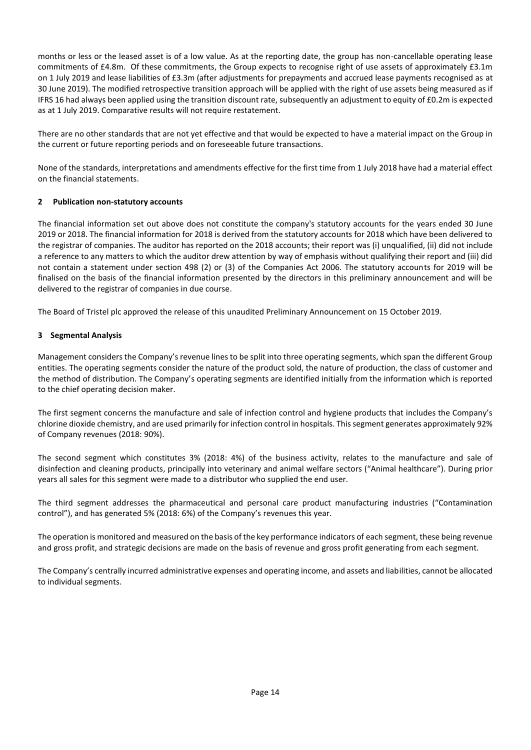months or less or the leased asset is of a low value. As at the reporting date, the group has non-cancellable operating lease commitments of £4.8m. Of these commitments, the Group expects to recognise right of use assets of approximately £3.1m on 1 July 2019 and lease liabilities of £3.3m (after adjustments for prepayments and accrued lease payments recognised as at 30 June 2019). The modified retrospective transition approach will be applied with the right of use assets being measured as if IFRS 16 had always been applied using the transition discount rate, subsequently an adjustment to equity of £0.2m is expected as at 1 July 2019. Comparative results will not require restatement.

There are no other standards that are not yet effective and that would be expected to have a material impact on the Group in the current or future reporting periods and on foreseeable future transactions.

None of the standards, interpretations and amendments effective for the first time from 1 July 2018 have had a material effect on the financial statements.

## 2 Publication non-statutory accounts

The financial information set out above does not constitute the company's statutory accounts for the years ended 30 June 2019 or 2018. The financial information for 2018 is derived from the statutory accounts for 2018 which have been delivered to the registrar of companies. The auditor has reported on the 2018 accounts; their report was (i) unqualified, (ii) did not include a reference to any matters to which the auditor drew attention by way of emphasis without qualifying their report and (iii) did not contain a statement under section 498 (2) or (3) of the Companies Act 2006. The statutory accounts for 2019 will be finalised on the basis of the financial information presented by the directors in this preliminary announcement and will be delivered to the registrar of companies in due course.

The Board of Tristel plc approved the release of this unaudited Preliminary Announcement on 15 October 2019.

## 3 Segmental Analysis

Management considers the Company's revenue lines to be split into three operating segments, which span the different Group entities. The operating segments consider the nature of the product sold, the nature of production, the class of customer and the method of distribution. The Company's operating segments are identified initially from the information which is reported to the chief operating decision maker.

The first segment concerns the manufacture and sale of infection control and hygiene products that includes the Company's chlorine dioxide chemistry, and are used primarily for infection control in hospitals. This segment generates approximately 92% of Company revenues (2018: 90%).

The second segment which constitutes 3% (2018: 4%) of the business activity, relates to the manufacture and sale of disinfection and cleaning products, principally into veterinary and animal welfare sectors ("Animal healthcare"). During prior years all sales for this segment were made to a distributor who supplied the end user.

The third segment addresses the pharmaceutical and personal care product manufacturing industries ("Contamination control"), and has generated 5% (2018: 6%) of the Company's revenues this year.

The operation is monitored and measured on the basis of the key performance indicators of each segment, these being revenue and gross profit, and strategic decisions are made on the basis of revenue and gross profit generating from each segment.

The Company's centrally incurred administrative expenses and operating income, and assets and liabilities, cannot be allocated to individual segments.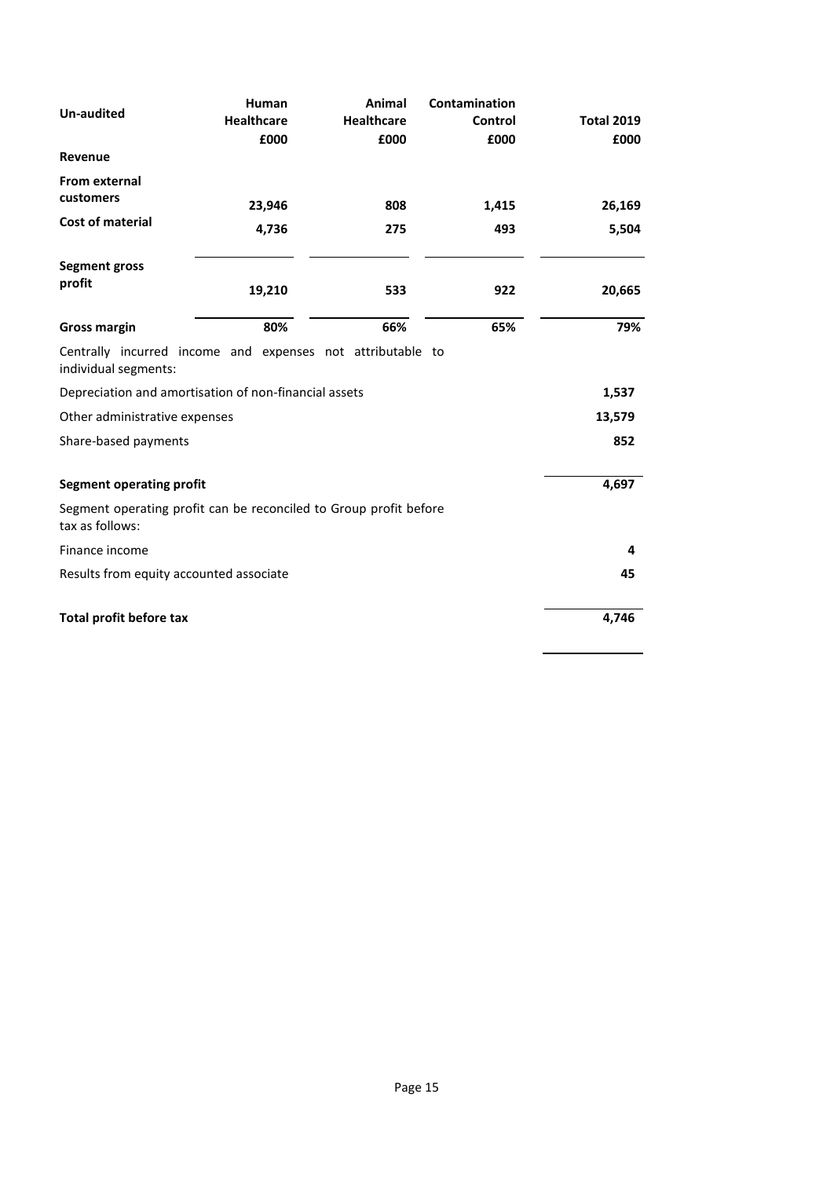| Un-audited | Human Healthcare £000 | Animal Healthcare £000 | Contamination Control £000 | Total 2019 £000 |
|---|---|---|---|---|
| **Revenue** | | | | |
| **From external customers** | **23,946** | **808** | **1,415** | **26,169** |
| **Cost of material** | **4,736** | **275** | **493** | **5,504** |
| **Segment gross profit** | **19,210** | **533** | **922** | **20,665** |
| **Gross margin** | **80%** | **66%** | **65%** | **79%** |
| Centrally incurred income and expenses not attributable to individual segments: | | | | |
| Depreciation and amortisation of non-financial assets | | | | **1,537** |
| Other administrative expenses | | | | **13,579** |
| Share-based payments | | | | **852** |
| **Segment operating profit** | | | | **4,697** |
| Segment operating profit can be reconciled to Group profit before tax as follows: | | | | |
| Finance income | | | | **4** |
| Results from equity accounted associate | | | | **45** |
| **Total profit before tax** | | | | **4,746** |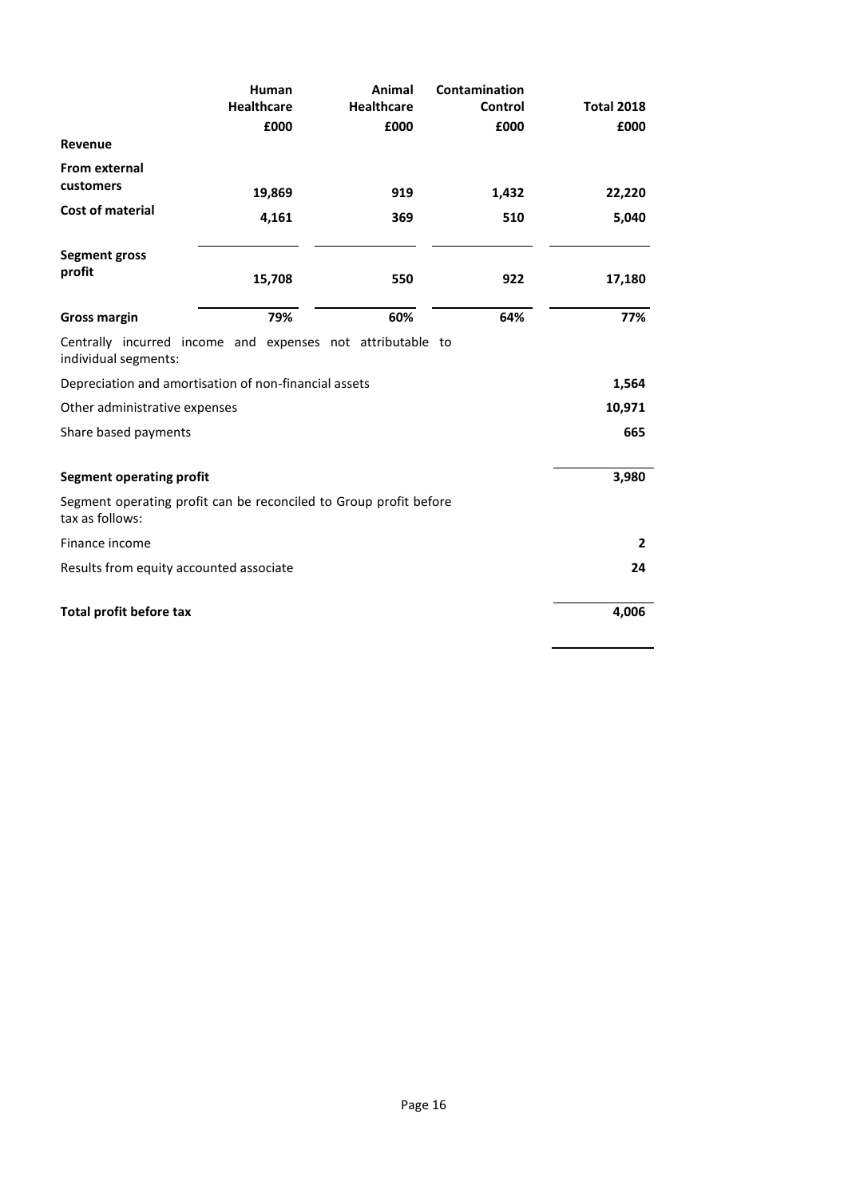| | Human Healthcare | Animal Healthcare | Contamination Control | Total 2018 |
|---|---|---|---|---|
| | £000 | £000 | £000 | £000 |
| **Revenue** | | | | |
| **From external customers** | 19,869 | 919 | 1,432 | 22,220 |
| **Cost of material** | 4,161 | 369 | 510 | 5,040 |
| **Segment gross profit** | 15,708 | 550 | 922 | 17,180 |
| **Gross margin** | 79% | 60% | 64% | 77% |
| Centrally incurred income and expenses not attributable to individual segments: | | | | |
| Depreciation and amortisation of non-financial assets | | | | 1,564 |
| Other administrative expenses | | | | 10,971 |
| Share based payments | | | | 665 |
| **Segment operating profit** | | | | 3,980 |
| Segment operating profit can be reconciled to Group profit before tax as follows: | | | | |
| Finance income | | | | 2 |
| Results from equity accounted associate | | | | 24 |
| **Total profit before tax** | | | | 4,006 |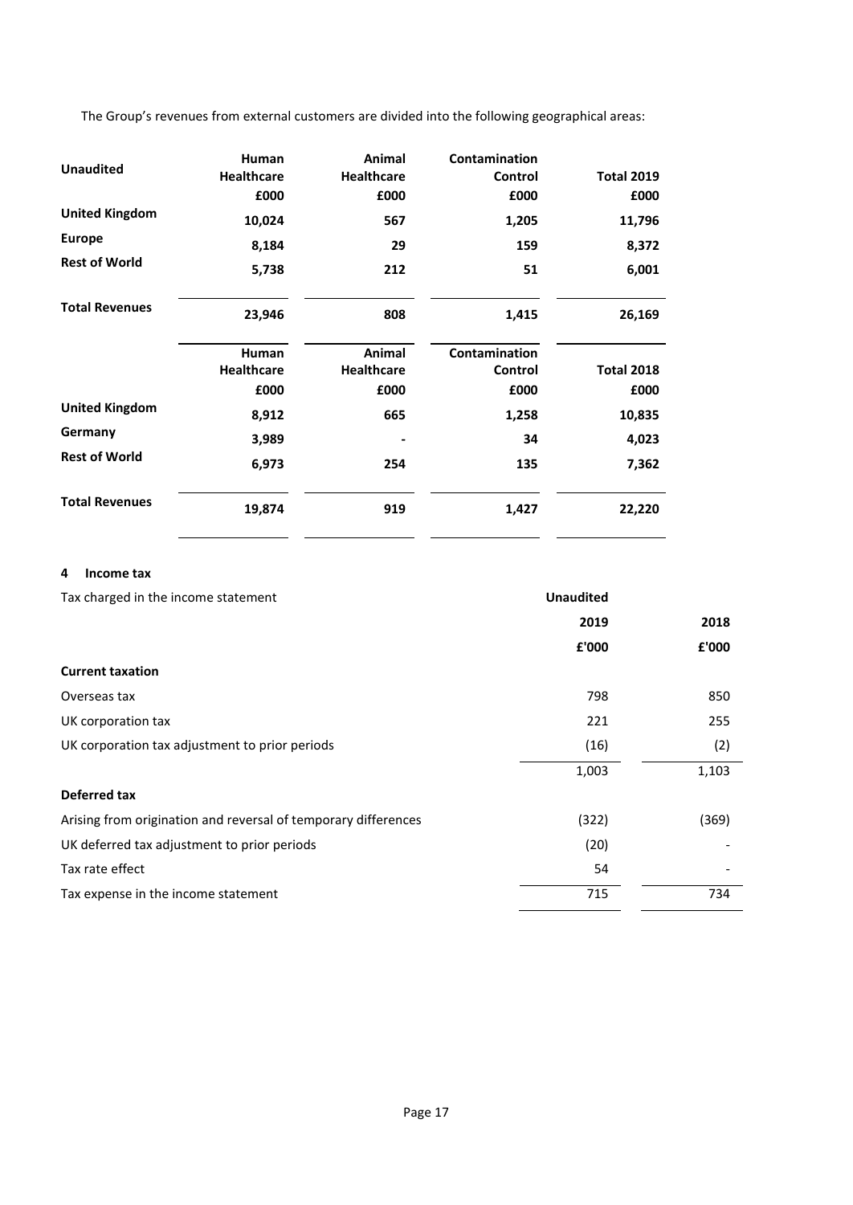The Group's revenues from external customers are divided into the following geographical areas:

| Unaudited | Human Healthcare £000 | Animal Healthcare £000 | Contamination Control £000 | Total 2019 £000 |
|---|---|---|---|---|
| United Kingdom | 10,024 | 567 | 1,205 | 11,796 |
| Europe | 8,184 | 29 | 159 | 8,372 |
| Rest of World | 5,738 | 212 | 51 | 6,001 |
| Total Revenues | 23,946 | 808 | 1,415 | 26,169 |

| | Human Healthcare £000 | Animal Healthcare £000 | Contamination Control £000 | Total 2018 £000 |
|---|---|---|---|---|
| United Kingdom | 8,912 | 665 | 1,258 | 10,835 |
| Germany | 3,989 | - | 34 | 4,023 |
| Rest of World | 6,973 | 254 | 135 | 7,362 |
| Total Revenues | 19,874 | 919 | 1,427 | 22,220 |

## 4 Income tax

| Tax charged in the income statement | Unaudited 2019 £'000 | 2018 £'000 |
|---|---|---|
| **Current taxation** | | |
| Overseas tax | 798 | 850 |
| UK corporation tax | 221 | 255 |
| UK corporation tax adjustment to prior periods | (16) | (2) |
| | 1,003 | 1,103 |
| **Deferred tax** | | |
| Arising from origination and reversal of temporary differences | (322) | (369) |
| UK deferred tax adjustment to prior periods | (20) | - |
| Tax rate effect | 54 | - |
| Tax expense in the income statement | 715 | 734 |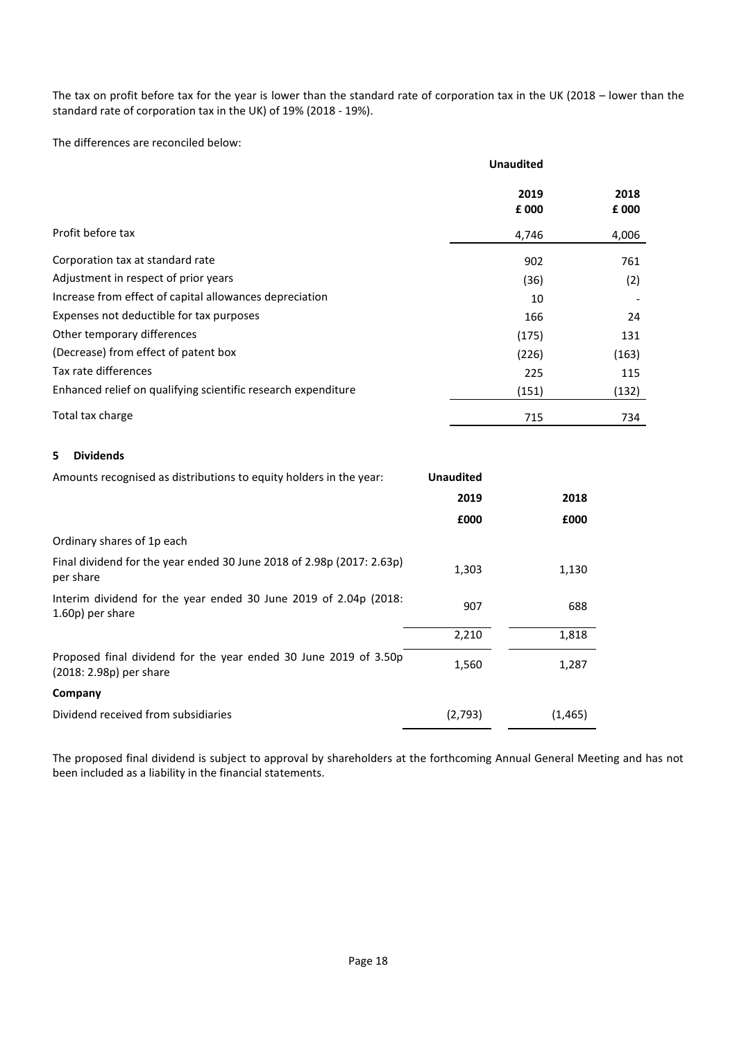The tax on profit before tax for the year is lower than the standard rate of corporation tax in the UK (2018 – lower than the standard rate of corporation tax in the UK) of 19% (2018 - 19%).

The differences are reconciled below:

| | Unaudited 2019 £ 000 | 2018 £ 000 |
|---|---|---|
| Profit before tax | 4,746 | 4,006 |
| Corporation tax at standard rate | 902 | 761 |
| Adjustment in respect of prior years | (36) | (2) |
| Increase from effect of capital allowances depreciation | 10 | - |
| Expenses not deductible for tax purposes | 166 | 24 |
| Other temporary differences | (175) | 131 |
| (Decrease) from effect of patent box | (226) | (163) |
| Tax rate differences | 225 | 115 |
| Enhanced relief on qualifying scientific research expenditure | (151) | (132) |
| Total tax charge | 715 | 734 |

## 5 Dividends

| Amounts recognised as distributions to equity holders in the year: | Unaudited 2019 £000 | 2018 £000 |
|---|---|---|
| Ordinary shares of 1p each | | |
| Final dividend for the year ended 30 June 2018 of 2.98p (2017: 2.63p) per share | 1,303 | 1,130 |
| Interim dividend for the year ended 30 June 2019 of 2.04p (2018: 1.60p) per share | 907 | 688 |
| | 2,210 | 1,818 |
| Proposed final dividend for the year ended 30 June 2019 of 3.50p (2018: 2.98p) per share | 1,560 | 1,287 |
| **Company** | | |
| Dividend received from subsidiaries | (2,793) | (1,465) |

The proposed final dividend is subject to approval by shareholders at the forthcoming Annual General Meeting and has not been included as a liability in the financial statements.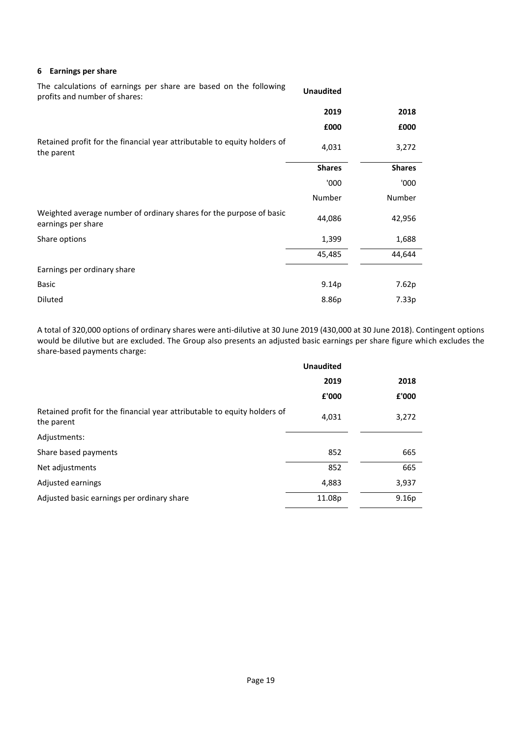## 6 Earnings per share

| The calculations of earnings per share are based on the following profits and number of shares: | Unaudited | |
|---|---|---|
| | 2019 | 2018 |
| | £000 | £000 |
| Retained profit for the financial year attributable to equity holders of the parent | 4,031 | 3,272 |
| | Shares | Shares |
| | '000 | '000 |
| | Number | Number |
| Weighted average number of ordinary shares for the purpose of basic earnings per share | 44,086 | 42,956 |
| Share options | 1,399 | 1,688 |
| | 45,485 | 44,644 |
| Earnings per ordinary share | | |
| Basic | 9.14p | 7.62p |
| Diluted | 8.86p | 7.33p |

A total of 320,000 options of ordinary shares were anti-dilutive at 30 June 2019 (430,000 at 30 June 2018). Contingent options would be dilutive but are excluded. The Group also presents an adjusted basic earnings per share figure which excludes the share-based payments charge:

| | Unaudited | |
|---|---|---|
| | 2019 | 2018 |
| | £'000 | £'000 |
| Retained profit for the financial year attributable to equity holders of the parent | 4,031 | 3,272 |
| Adjustments: | | |
| Share based payments | 852 | 665 |
| Net adjustments | 852 | 665 |
| Adjusted earnings | 4,883 | 3,937 |
| Adjusted basic earnings per ordinary share | 11.08p | 9.16p |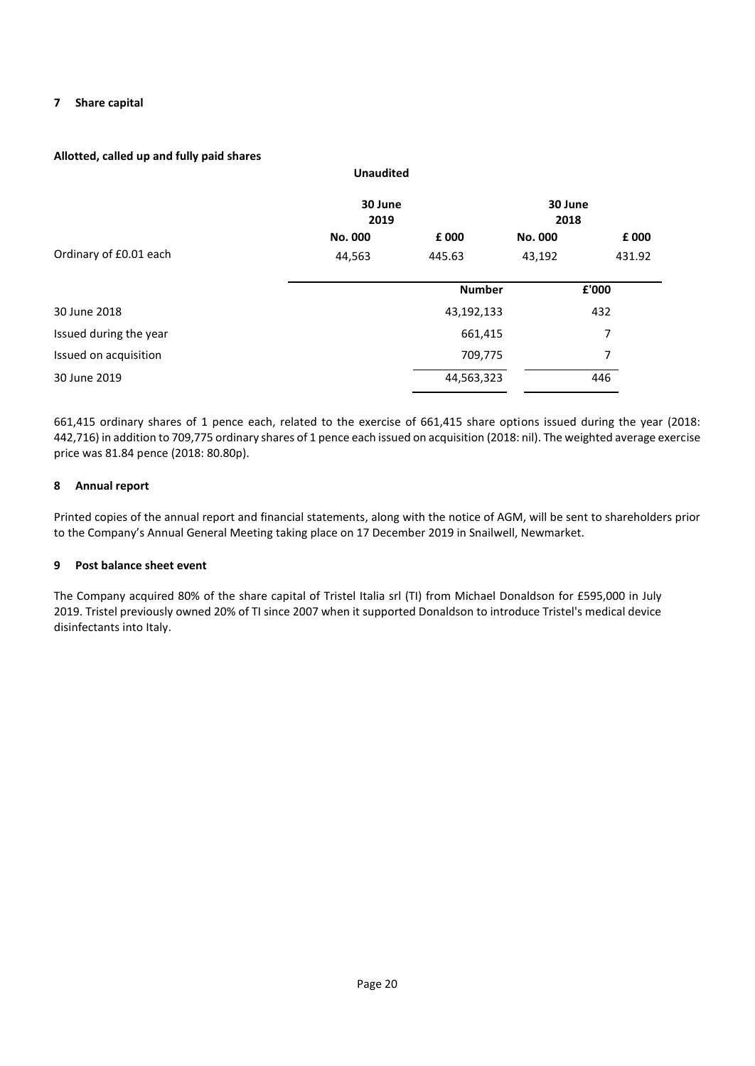## 7 Share capital

**Allotted, called up and fully paid shares**

| | Unaudited | | | |
|---|---|---|---|---|
| | **30 June 2019** | | **30 June 2018** | |
| | **No. 000** | **£ 000** | **No. 000** | **£ 000** |
| Ordinary of £0.01 each | 44,563 | 445.63 | 43,192 | 431.92 |

| | Number | £'000 |
|---|---|---|
| 30 June 2018 | 43,192,133 | 432 |
| Issued during the year | 661,415 | 7 |
| Issued on acquisition | 709,775 | 7 |
| 30 June 2019 | 44,563,323 | 446 |

661,415 ordinary shares of 1 pence each, related to the exercise of 661,415 share options issued during the year (2018: 442,716) in addition to 709,775 ordinary shares of 1 pence each issued on acquisition (2018: nil). The weighted average exercise price was 81.84 pence (2018: 80.80p).

## 8 Annual report

Printed copies of the annual report and financial statements, along with the notice of AGM, will be sent to shareholders prior to the Company's Annual General Meeting taking place on 17 December 2019 in Snailwell, Newmarket.

## 9 Post balance sheet event

The Company acquired 80% of the share capital of Tristel Italia srl (TI) from Michael Donaldson for £595,000 in July 2019. Tristel previously owned 20% of TI since 2007 when it supported Donaldson to introduce Tristel's medical device disinfectants into Italy.